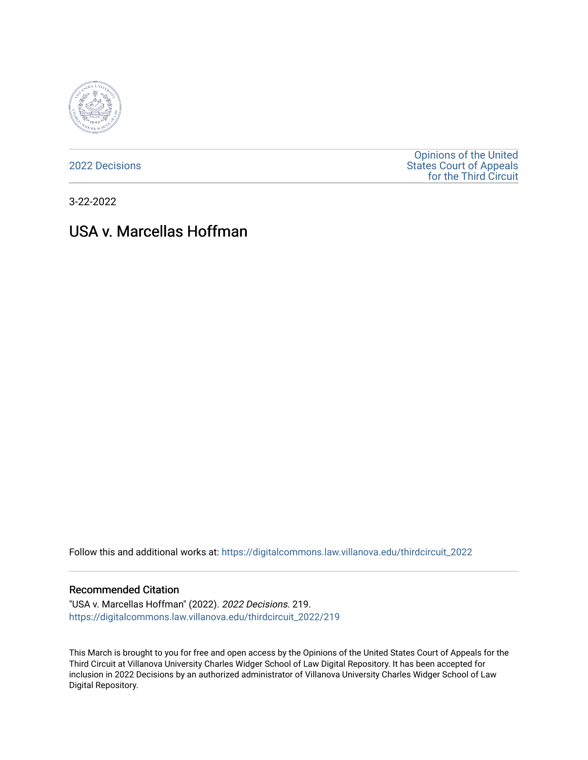2022 Decisions

Opinions of the United States Court of Appeals for the Third Circuit

3-22-2022

# USA v. Marcellas Hoffman

Follow this and additional works at: https://digitalcommons.law.villanova.edu/thirdcircuit_2022

## Recommended Citation

"USA v. Marcellas Hoffman" (2022). *2022 Decisions*. 219.
https://digitalcommons.law.villanova.edu/thirdcircuit_2022/219

This March is brought to you for free and open access by the Opinions of the United States Court of Appeals for the Third Circuit at Villanova University Charles Widger School of Law Digital Repository. It has been accepted for inclusion in 2022 Decisions by an authorized administrator of Villanova University Charles Widger School of Law Digital Repository.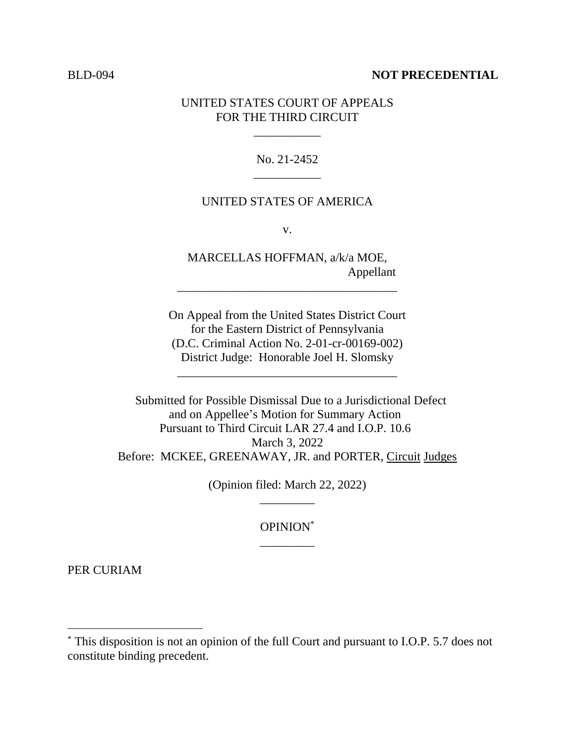BLD-094 **NOT PRECEDENTIAL**

UNITED STATES COURT OF APPEALS
FOR THE THIRD CIRCUIT

___________

No. 21-2452

___________

UNITED STATES OF AMERICA

v.

MARCELLAS HOFFMAN, a/k/a MOE,
Appellant

____________________________________

On Appeal from the United States District Court
for the Eastern District of Pennsylvania
(D.C. Criminal Action No. 2-01-cr-00169-002)
District Judge: Honorable Joel H. Slomsky

____________________________________

Submitted for Possible Dismissal Due to a Jurisdictional Defect
and on Appellee's Motion for Summary Action
Pursuant to Third Circuit LAR 27.4 and I.O.P. 10.6
March 3, 2022
Before: MCKEE, GREENAWAY, JR. and PORTER, Circuit Judges

(Opinion filed: March 22, 2022)

_________

OPINION[*]

_________

PER CURIAM

---

[*] This disposition is not an opinion of the full Court and pursuant to I.O.P. 5.7 does not constitute binding precedent.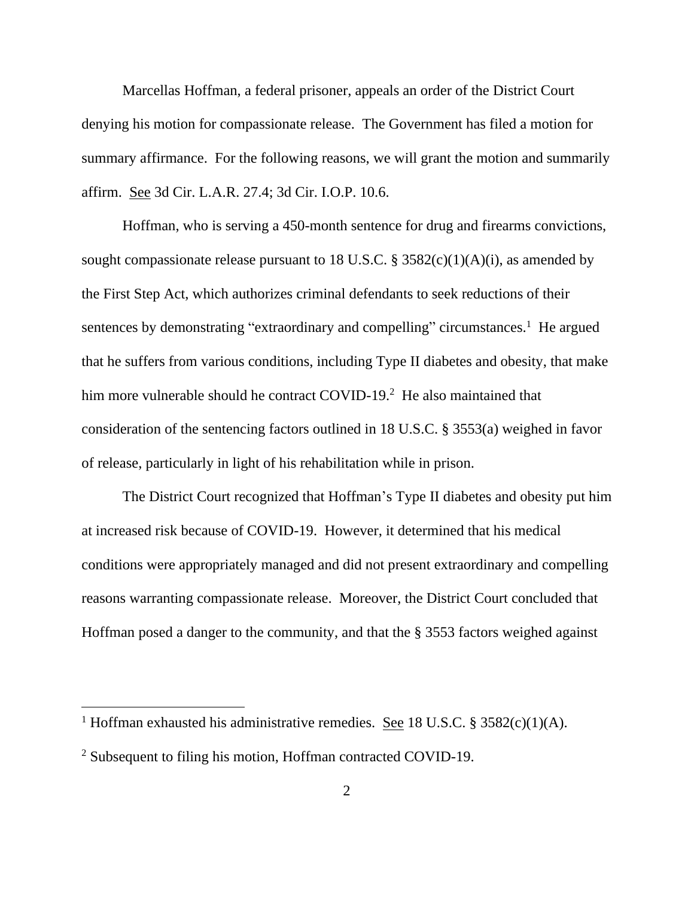Marcellas Hoffman, a federal prisoner, appeals an order of the District Court denying his motion for compassionate release. The Government has filed a motion for summary affirmance. For the following reasons, we will grant the motion and summarily affirm. See 3d Cir. L.A.R. 27.4; 3d Cir. I.O.P. 10.6.

Hoffman, who is serving a 450-month sentence for drug and firearms convictions, sought compassionate release pursuant to 18 U.S.C. § 3582(c)(1)(A)(i), as amended by the First Step Act, which authorizes criminal defendants to seek reductions of their sentences by demonstrating "extraordinary and compelling" circumstances.[1] He argued that he suffers from various conditions, including Type II diabetes and obesity, that make him more vulnerable should he contract COVID-19.[2] He also maintained that consideration of the sentencing factors outlined in 18 U.S.C. § 3553(a) weighed in favor of release, particularly in light of his rehabilitation while in prison.

The District Court recognized that Hoffman's Type II diabetes and obesity put him at increased risk because of COVID-19. However, it determined that his medical conditions were appropriately managed and did not present extraordinary and compelling reasons warranting compassionate release. Moreover, the District Court concluded that Hoffman posed a danger to the community, and that the § 3553 factors weighed against

---

[1] Hoffman exhausted his administrative remedies. See 18 U.S.C. § 3582(c)(1)(A).

[2] Subsequent to filing his motion, Hoffman contracted COVID-19.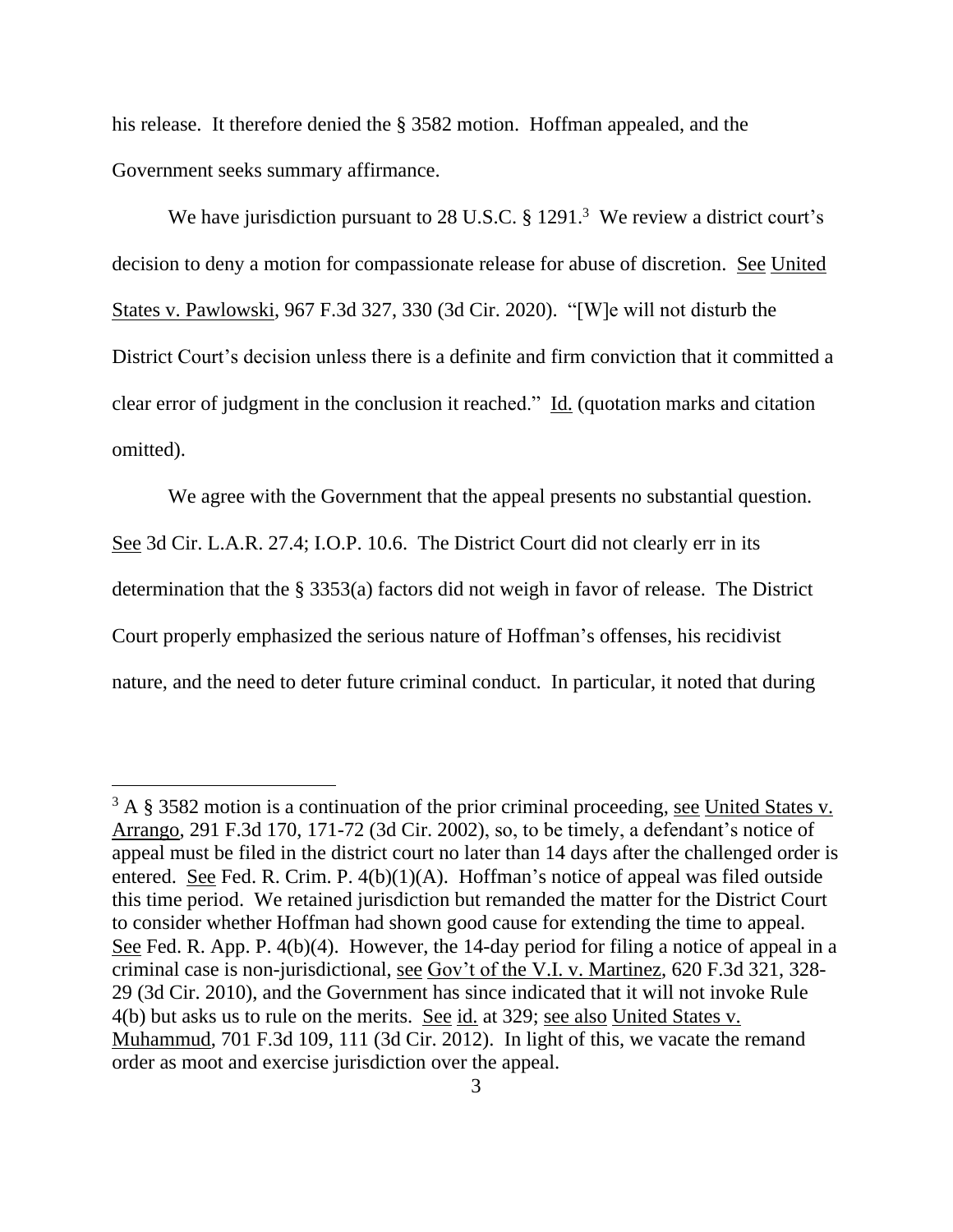his release. It therefore denied the § 3582 motion. Hoffman appealed, and the Government seeks summary affirmance.

We have jurisdiction pursuant to 28 U.S.C. § 1291.[3] We review a district court's decision to deny a motion for compassionate release for abuse of discretion. See United States v. Pawlowski, 967 F.3d 327, 330 (3d Cir. 2020). "[W]e will not disturb the District Court's decision unless there is a definite and firm conviction that it committed a clear error of judgment in the conclusion it reached." Id. (quotation marks and citation omitted).

We agree with the Government that the appeal presents no substantial question. See 3d Cir. L.A.R. 27.4; I.O.P. 10.6. The District Court did not clearly err in its determination that the § 3353(a) factors did not weigh in favor of release. The District Court properly emphasized the serious nature of Hoffman's offenses, his recidivist nature, and the need to deter future criminal conduct. In particular, it noted that during

---

[3] A § 3582 motion is a continuation of the prior criminal proceeding, see United States v. Arrango, 291 F.3d 170, 171-72 (3d Cir. 2002), so, to be timely, a defendant's notice of appeal must be filed in the district court no later than 14 days after the challenged order is entered. See Fed. R. Crim. P. 4(b)(1)(A). Hoffman's notice of appeal was filed outside this time period. We retained jurisdiction but remanded the matter for the District Court to consider whether Hoffman had shown good cause for extending the time to appeal. See Fed. R. App. P. 4(b)(4). However, the 14-day period for filing a notice of appeal in a criminal case is non-jurisdictional, see Gov't of the V.I. v. Martinez, 620 F.3d 321, 328-29 (3d Cir. 2010), and the Government has since indicated that it will not invoke Rule 4(b) but asks us to rule on the merits. See id. at 329; see also United States v. Muhammud, 701 F.3d 109, 111 (3d Cir. 2012). In light of this, we vacate the remand order as moot and exercise jurisdiction over the appeal.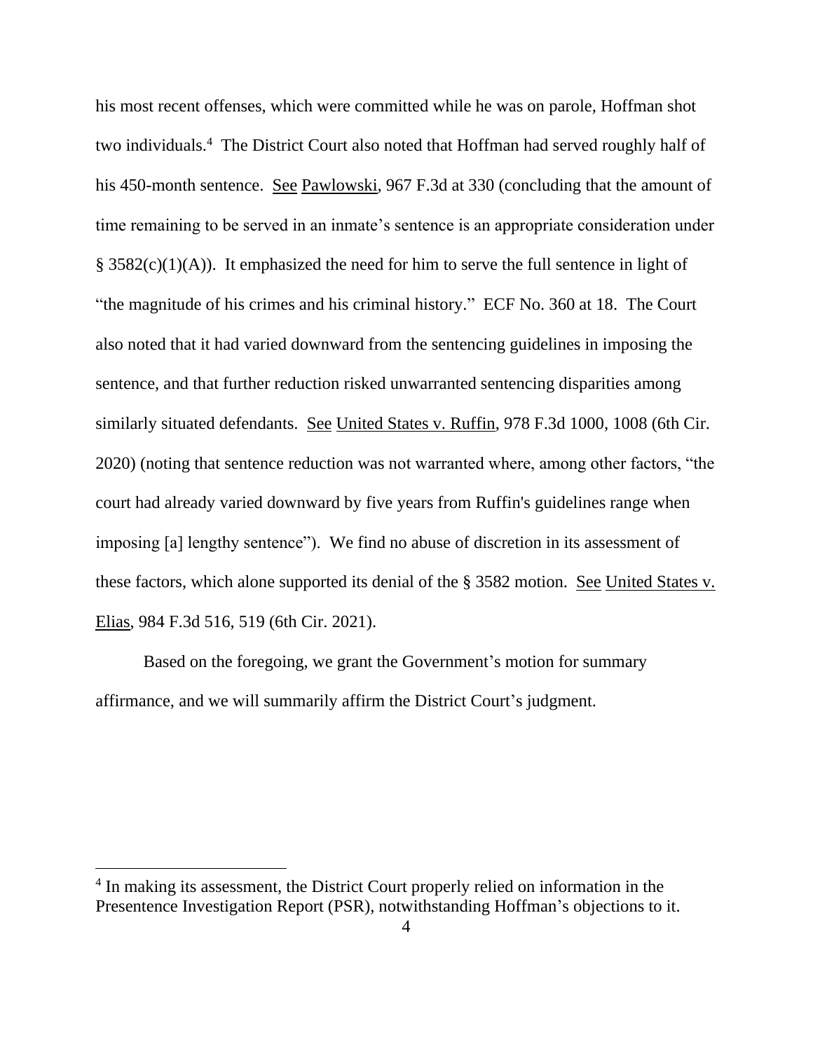his most recent offenses, which were committed while he was on parole, Hoffman shot two individuals.[4] The District Court also noted that Hoffman had served roughly half of his 450-month sentence. See Pawlowski, 967 F.3d at 330 (concluding that the amount of time remaining to be served in an inmate's sentence is an appropriate consideration under § 3582(c)(1)(A)). It emphasized the need for him to serve the full sentence in light of "the magnitude of his crimes and his criminal history." ECF No. 360 at 18. The Court also noted that it had varied downward from the sentencing guidelines in imposing the sentence, and that further reduction risked unwarranted sentencing disparities among similarly situated defendants. See United States v. Ruffin, 978 F.3d 1000, 1008 (6th Cir. 2020) (noting that sentence reduction was not warranted where, among other factors, "the court had already varied downward by five years from Ruffin's guidelines range when imposing [a] lengthy sentence"). We find no abuse of discretion in its assessment of these factors, which alone supported its denial of the § 3582 motion. See United States v. Elias, 984 F.3d 516, 519 (6th Cir. 2021).

Based on the foregoing, we grant the Government's motion for summary affirmance, and we will summarily affirm the District Court's judgment.

---

[4] In making its assessment, the District Court properly relied on information in the Presentence Investigation Report (PSR), notwithstanding Hoffman's objections to it.